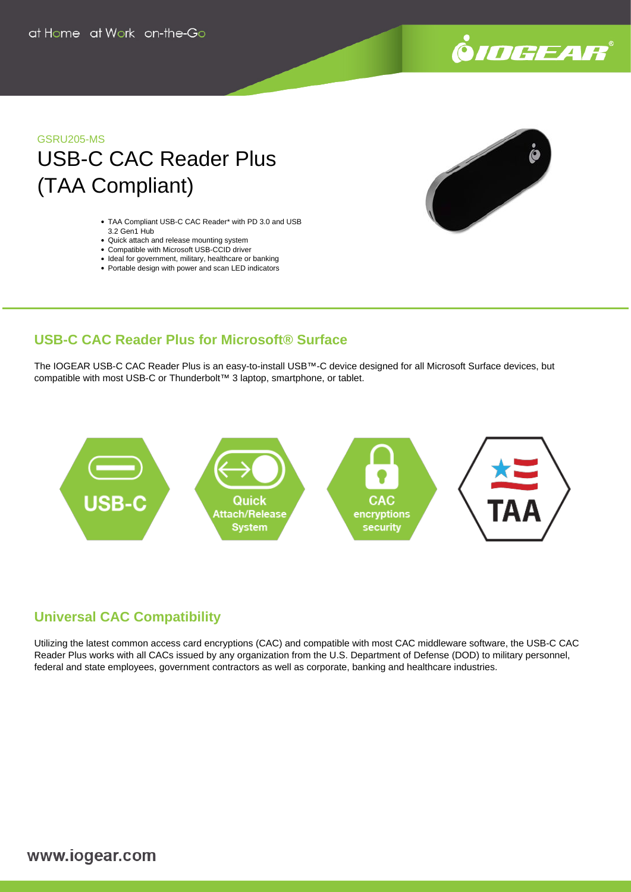GSRU205-MS

# USB-C CAC Reader Plus (TAA Compliant)

- TAA Compliant USB-C CAC Reader* with PD 3.0 and USB 3.2 Gen1 Hub
- Quick attach and release mounting system
- Compatible with Microsoft USB-CCID driver
- Ideal for government, military, healthcare or banking
- Portable design with power and scan LED indicators

## USB-C CAC Reader Plus for Microsoft® Surface

The IOGEAR USB-C CAC Reader Plus is an easy-to-install USB™-C device designed for all Microsoft Surface devices, but compatible with most USB-C or Thunderbolt™ 3 laptop, smartphone, or tablet.

USB-C | Quick Attach/Release System | CAC encryptions security | TAA

## Universal CAC Compatibility

Utilizing the latest common access card encryptions (CAC) and compatible with most CAC middleware software, the USB-C CAC Reader Plus works with all CACs issued by any organization from the U.S. Department of Defense (DOD) to military personnel, federal and state employees, government contractors as well as corporate, banking and healthcare industries.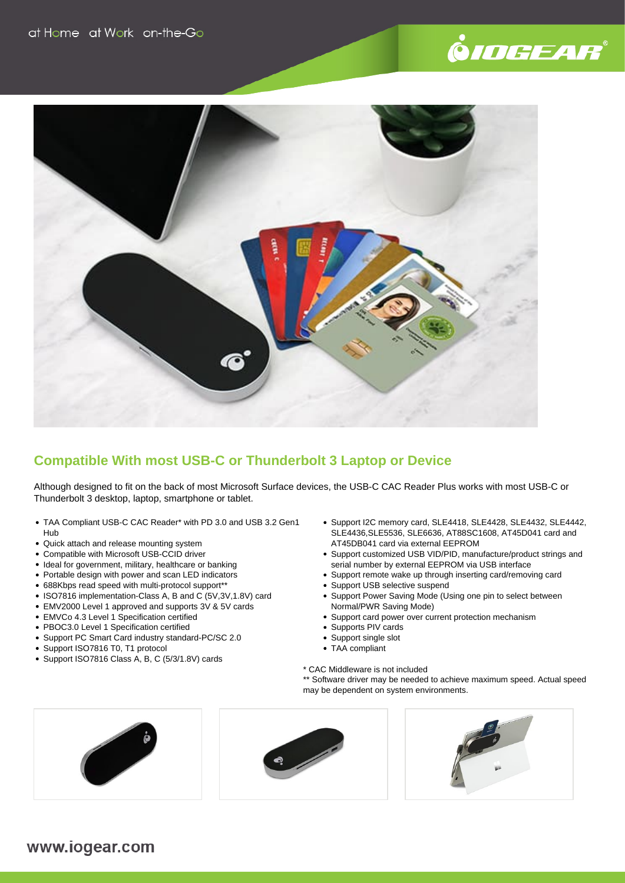## Compatible With most USB-C or Thunderbolt 3 Laptop or Device

Although designed to fit on the back of most Microsoft Surface devices, the USB-C CAC Reader Plus works with most USB-C or Thunderbolt 3 desktop, laptop, smartphone or tablet.

- TAA Compliant USB-C CAC Reader* with PD 3.0 and USB 3.2 Gen1 Hub
- Quick attach and release mounting system
- Compatible with Microsoft USB-CCID driver
- Ideal for government, military, healthcare or banking
- Portable design with power and scan LED indicators
- 688Kbps read speed with multi-protocol support**
- ISO7816 implementation-Class A, B and C (5V,3V,1.8V) card
- EMV2000 Level 1 approved and supports 3V & 5V cards
- EMVCo 4.3 Level 1 Specification certified
- PBOC3.0 Level 1 Specification certified
- Support PC Smart Card industry standard-PC/SC 2.0
- Support ISO7816 T0, T1 protocol
- Support ISO7816 Class A, B, C (5/3/1.8V) cards
- Support I2C memory card, SLE4418, SLE4428, SLE4432, SLE4442, SLE4436,SLE5536, SLE6636, AT88SC1608, AT45D041 card and AT45DB041 card via external EEPROM
- Support customized USB VID/PID, manufacture/product strings and serial number by external EEPROM via USB interface
- Support remote wake up through inserting card/removing card
- Support USB selective suspend
- Support Power Saving Mode (Using one pin to select between Normal/PWR Saving Mode)
- Support card power over current protection mechanism
- Supports PIV cards
- Support single slot
- TAA compliant

* CAC Middleware is not included

** Software driver may be needed to achieve maximum speed. Actual speed may be dependent on system environments.

www.iogear.com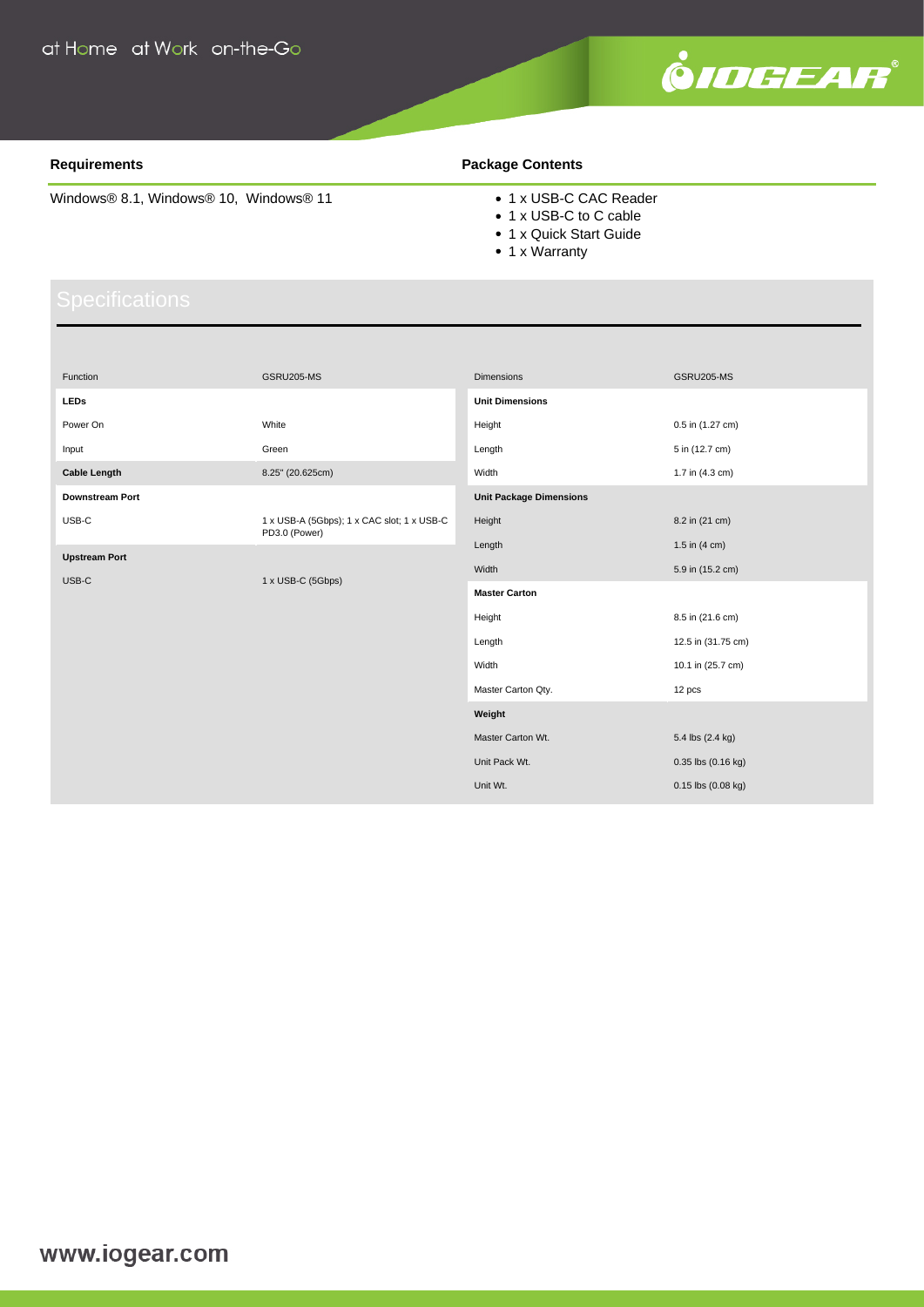## Requirements

Windows® 8.1, Windows® 10, Windows® 11

## Package Contents

- 1 x USB-C CAC Reader
- 1 x USB-C to C cable
- 1 x Quick Start Guide
- 1 x Warranty

## Specifications

| Function | GSRU205-MS |
|---|---|
| **LEDs** | |
| Power On | White |
| Input | Green |
| **Cable Length** | 8.25" (20.625cm) |
| **Downstream Port** | |
| USB-C | 1 x USB-A (5Gbps); 1 x CAC slot; 1 x USB-C PD3.0 (Power) |
| **Upstream Port** | |
| USB-C | 1 x USB-C (5Gbps) |

| Dimensions | GSRU205-MS |
|---|---|
| **Unit Dimensions** | |
| Height | 0.5 in (1.27 cm) |
| Length | 5 in (12.7 cm) |
| Width | 1.7 in (4.3 cm) |
| **Unit Package Dimensions** | |
| Height | 8.2 in (21 cm) |
| Length | 1.5 in (4 cm) |
| Width | 5.9 in (15.2 cm) |
| **Master Carton** | |
| Height | 8.5 in (21.6 cm) |
| Length | 12.5 in (31.75 cm) |
| Width | 10.1 in (25.7 cm) |
| Master Carton Qty. | 12 pcs |
| **Weight** | |
| Master Carton Wt. | 5.4 lbs (2.4 kg) |
| Unit Pack Wt. | 0.35 lbs (0.16 kg) |
| Unit Wt. | 0.15 lbs (0.08 kg) |

www.iogear.com